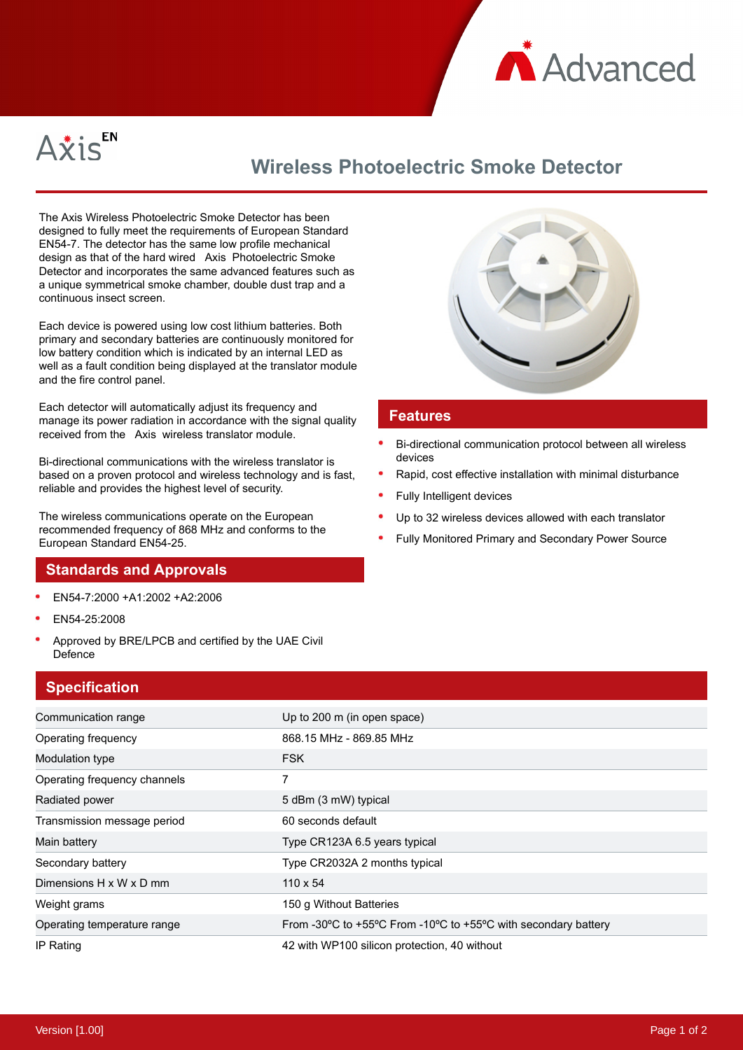Advanced

Axis EN

# Wireless Photoelectric Smoke Detector

The Axis Wireless Photoelectric Smoke Detector has been designed to fully meet the requirements of European Standard EN54-7. The detector has the same low profile mechanical design as that of the hard wired Axis Photoelectric Smoke Detector and incorporates the same advanced features such as a unique symmetrical smoke chamber, double dust trap and a continuous insect screen.

Each device is powered using low cost lithium batteries. Both primary and secondary batteries are continuously monitored for low battery condition which is indicated by an internal LED as well as a fault condition being displayed at the translator module and the fire control panel.

Each detector will automatically adjust its frequency and manage its power radiation in accordance with the signal quality received from the Axis wireless translator module.

Bi-directional communications with the wireless translator is based on a proven protocol and wireless technology and is fast, reliable and provides the highest level of security.

The wireless communications operate on the European recommended frequency of 868 MHz and conforms to the European Standard EN54-25.

## Standards and Approvals

- EN54-7:2000 +A1:2002 +A2:2006
- EN54-25:2008
- Approved by BRE/LPCB and certified by the UAE Civil Defence

## Features

- Bi-directional communication protocol between all wireless devices
- Rapid, cost effective installation with minimal disturbance
- Fully Intelligent devices
- Up to 32 wireless devices allowed with each translator
- Fully Monitored Primary and Secondary Power Source

## Specification

| | |
|---|---|
| Communication range | Up to 200 m (in open space) |
| Operating frequency | 868.15 MHz - 869.85 MHz |
| Modulation type | FSK |
| Operating frequency channels | 7 |
| Radiated power | 5 dBm (3 mW) typical |
| Transmission message period | 60 seconds default |
| Main battery | Type CR123A 6.5 years typical |
| Secondary battery | Type CR2032A 2 months typical |
| Dimensions H x W x D mm | 110 x 54 |
| Weight grams | 150 g Without Batteries |
| Operating temperature range | From -30ºC to +55ºC From -10ºC to +55ºC with secondary battery |
| IP Rating | 42 with WP100 silicon protection, 40 without |

Version [1.00]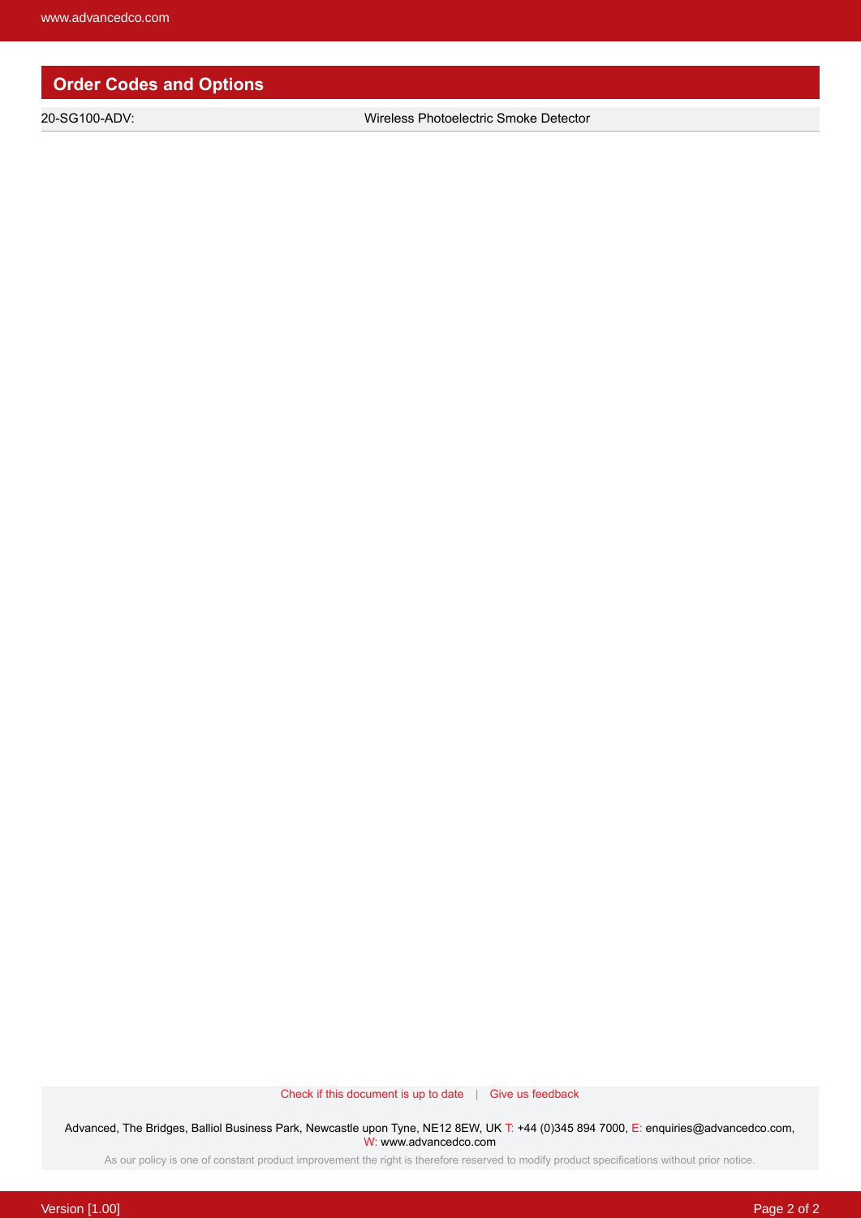## Order Codes and Options

| | |
|---|---|
| 20-SG100-ADV: | Wireless Photoelectric Smoke Detector |

Check if this document is up to date | Give us feedback

Advanced, The Bridges, Balliol Business Park, Newcastle upon Tyne, NE12 8EW, UK T: +44 (0)345 894 7000, E: enquiries@advancedco.com, W: www.advancedco.com

As our policy is one of constant product improvement the right is therefore reserved to modify product specifications without prior notice.

Version [1.00]